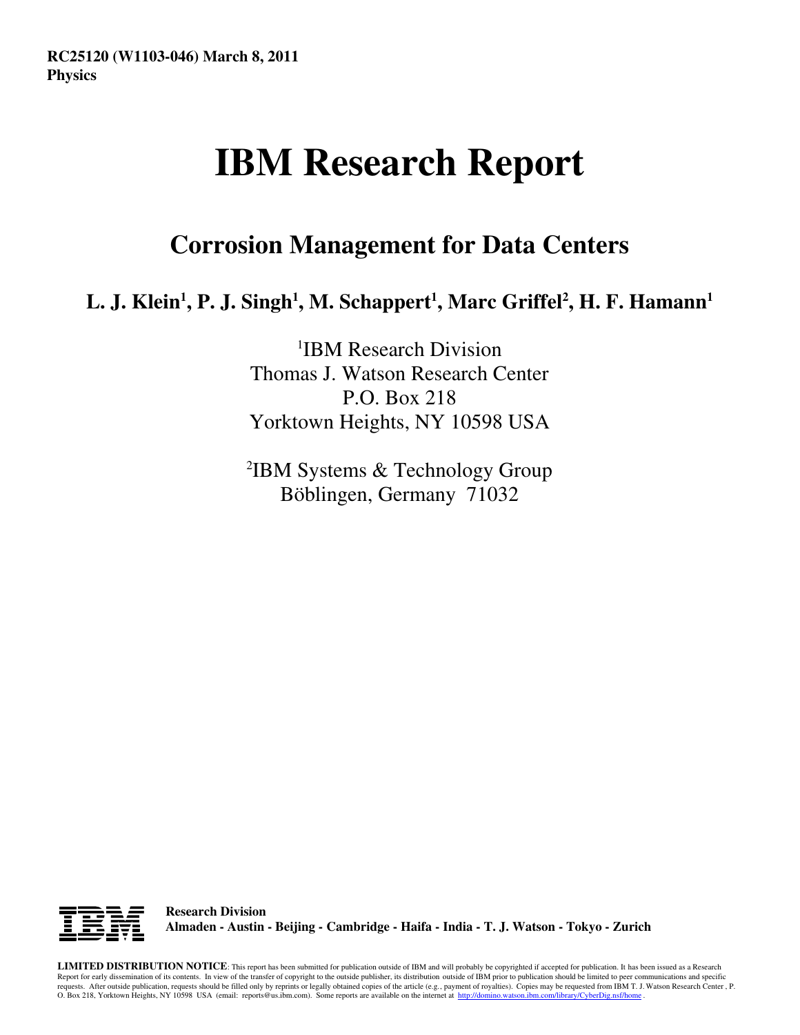RC25120 (W1103-046) March 8, 2011
**Physics**

# IBM Research Report

## Corrosion Management for Data Centers

**L. J. Klein[1], P. J. Singh[1], M. Schappert[1], Marc Griffel[2], H. F. Hamann[1]**

[1]IBM Research Division
Thomas J. Watson Research Center
P.O. Box 218
Yorktown Heights, NY 10598 USA

[2]IBM Systems & Technology Group
Böblingen, Germany 71032

**Research Division**
**Almaden - Austin - Beijing - Cambridge - Haifa - India - T. J. Watson - Tokyo - Zurich**

**LIMITED DISTRIBUTION NOTICE**: This report has been submitted for publication outside of IBM and will probably be copyrighted if accepted for publication. It has been issued as a Research Report for early dissemination of its contents. In view of the transfer of copyright to the outside publisher, its distribution outside of IBM prior to publication should be limited to peer communications and specific requests. After outside publication, requests should be filled only by reprints or legally obtained copies of the article (e.g., payment of royalties). Copies may be requested from IBM T. J. Watson Research Center , P. O. Box 218, Yorktown Heights, NY 10598 USA (email: reports@us.ibm.com). Some reports are available on the internet at http://domino.watson.ibm.com/library/CyberDig.nsf/home .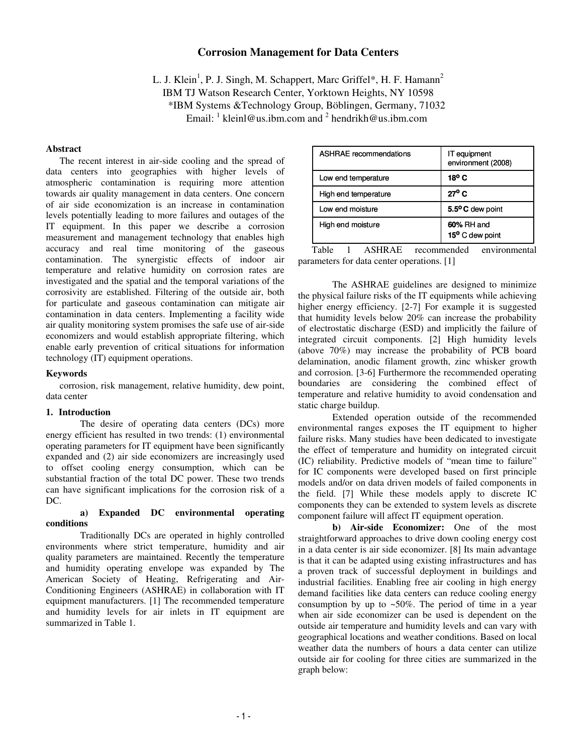# Corrosion Management for Data Centers

L. J. Klein[1], P. J. Singh, M. Schappert, Marc Griffel*, H. F. Hamann[2]
IBM TJ Watson Research Center, Yorktown Heights, NY 10598
*IBM Systems &Technology Group, Böblingen, Germany, 71032
Email: [1] kleinl@us.ibm.com and [2] hendrikh@us.ibm.com

## Abstract

The recent interest in air-side cooling and the spread of data centers into geographies with higher levels of atmospheric contamination is requiring more attention towards air quality management in data centers. One concern of air side economization is an increase in contamination levels potentially leading to more failures and outages of the IT equipment. In this paper we describe a corrosion measurement and management technology that enables high accuracy and real time monitoring of the gaseous contamination. The synergistic effects of indoor air temperature and relative humidity on corrosion rates are investigated and the spatial and the temporal variations of the corrosivity are established. Filtering of the outside air, both for particulate and gaseous contamination can mitigate air contamination in data centers. Implementing a facility wide air quality monitoring system promises the safe use of air-side economizers and would establish appropriate filtering, which enable early prevention of critical situations for information technology (IT) equipment operations.

## Keywords

corrosion, risk management, relative humidity, dew point, data center

## 1. Introduction

The desire of operating data centers (DCs) more energy efficient has resulted in two trends: (1) environmental operating parameters for IT equipment have been significantly expanded and (2) air side economizers are increasingly used to offset cooling energy consumption, which can be substantial fraction of the total DC power. These two trends can have significant implications for the corrosion risk of a DC.

### a) Expanded DC environmental operating conditions

Traditionally DCs are operated in highly controlled environments where strict temperature, humidity and air quality parameters are maintained. Recently the temperature and humidity operating envelope was expanded by The American Society of Heating, Refrigerating and Air-Conditioning Engineers (ASHRAE) in collaboration with IT equipment manufacturers. [1] The recommended temperature and humidity levels for air inlets in IT equipment are summarized in Table 1.

| ASHRAE recommendations | IT equipment environment (2008) |
| --- | --- |
| Low end temperature | **18$^{o}$ C** |
| High end temperature | **27$^{o}$ C** |
| Low end moisture | **5.5$^{o}$ C** dew point |
| High end moisture | **60%** RH and **15$^{o}$** C dew point |

Table 1 ASHRAE recommended environmental parameters for data center operations. [1]

The ASHRAE guidelines are designed to minimize the physical failure risks of the IT equipments while achieving higher energy efficiency. [2-7] For example it is suggested that humidity levels below 20% can increase the probability of electrostatic discharge (ESD) and implicitly the failure of integrated circuit components. [2] High humidity levels (above 70%) may increase the probability of PCB board delamination, anodic filament growth, zinc whisker growth and corrosion. [3-6] Furthermore the recommended operating boundaries are considering the combined effect of temperature and relative humidity to avoid condensation and static charge buildup.

Extended operation outside of the recommended environmental ranges exposes the IT equipment to higher failure risks. Many studies have been dedicated to investigate the effect of temperature and humidity on integrated circuit (IC) reliability. Predictive models of "mean time to failure" for IC components were developed based on first principle models and/or on data driven models of failed components in the field. [7] While these models apply to discrete IC components they can be extended to system levels as discrete component failure will affect IT equipment operation.

**b) Air-side Economizer:** One of the most straightforward approaches to drive down cooling energy cost in a data center is air side economizer. [8] Its main advantage is that it can be adapted using existing infrastructures and has a proven track of successful deployment in buildings and industrial facilities. Enabling free air cooling in high energy demand facilities like data centers can reduce cooling energy consumption by up to ~50%. The period of time in a year when air side economizer can be used is dependent on the outside air temperature and humidity levels and can vary with geographical locations and weather conditions. Based on local weather data the numbers of hours a data center can utilize outside air for cooling for three cities are summarized in the graph below: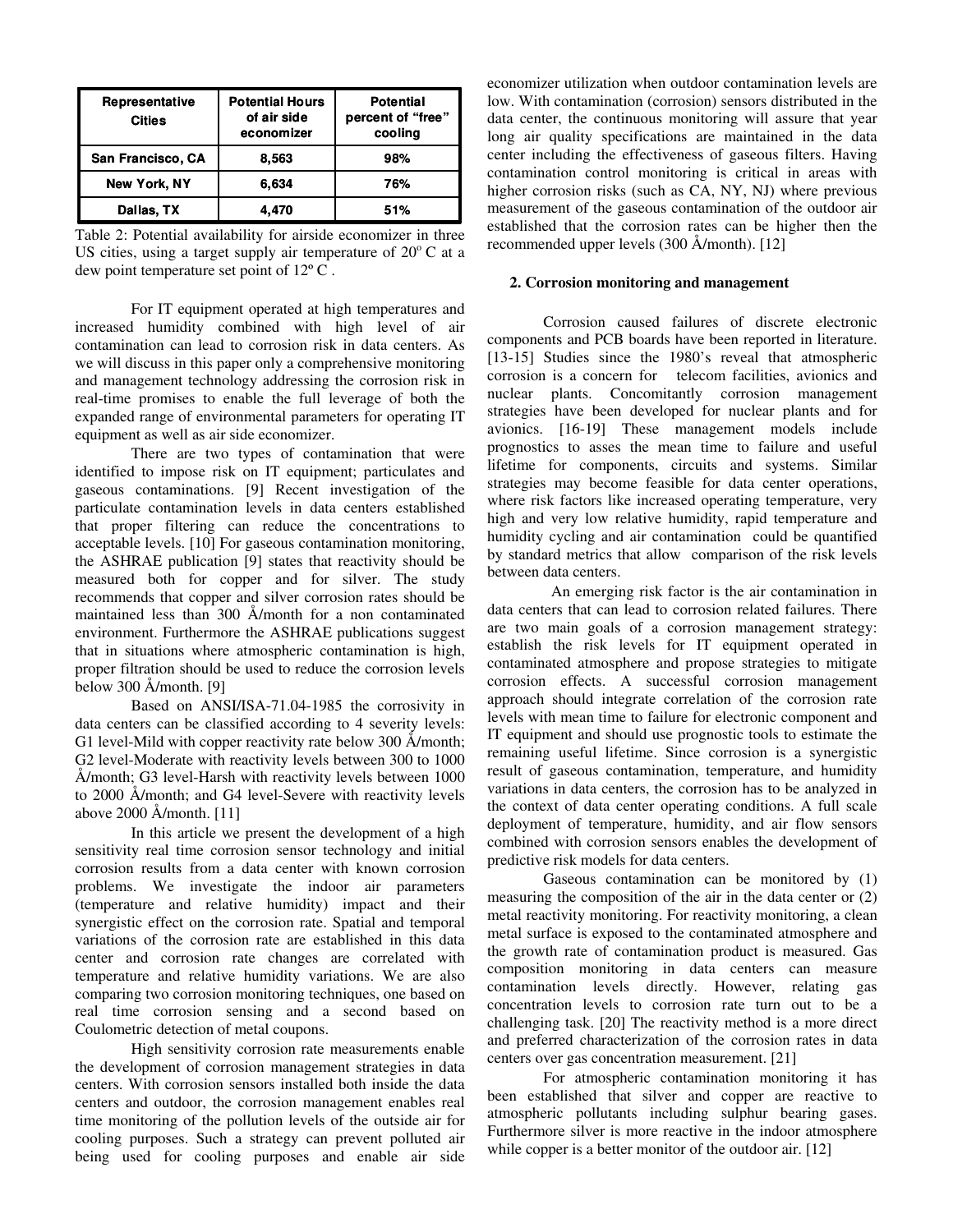| Representative Cities | Potential Hours of air side economizer | Potential percent of "free" cooling |
|---|---|---|
| San Francisco, CA | 8,563 | 98% |
| New York, NY | 6,634 | 76% |
| Dallas, TX | 4,470 | 51% |

Table 2: Potential availability for airside economizer in three US cities, using a target supply air temperature of 20° C at a dew point temperature set point of 12° C .

For IT equipment operated at high temperatures and increased humidity combined with high level of air contamination can lead to corrosion risk in data centers. As we will discuss in this paper only a comprehensive monitoring and management technology addressing the corrosion risk in real-time promises to enable the full leverage of both the expanded range of environmental parameters for operating IT equipment as well as air side economizer.

There are two types of contamination that were identified to impose risk on IT equipment; particulates and gaseous contaminations. [9] Recent investigation of the particulate contamination levels in data centers established that proper filtering can reduce the concentrations to acceptable levels. [10] For gaseous contamination monitoring, the ASHRAE publication [9] states that reactivity should be measured both for copper and for silver. The study recommends that copper and silver corrosion rates should be maintained less than 300 Å/month for a non contaminated environment. Furthermore the ASHRAE publications suggest that in situations where atmospheric contamination is high, proper filtration should be used to reduce the corrosion levels below 300 Å/month. [9]

Based on ANSI/ISA-71.04-1985 the corrosivity in data centers can be classified according to 4 severity levels: G1 level-Mild with copper reactivity rate below 300 Å/month; G2 level-Moderate with reactivity levels between 300 to 1000 Å/month; G3 level-Harsh with reactivity levels between 1000 to 2000 Å/month; and G4 level-Severe with reactivity levels above 2000 Å/month. [11]

In this article we present the development of a high sensitivity real time corrosion sensor technology and initial corrosion results from a data center with known corrosion problems. We investigate the indoor air parameters (temperature and relative humidity) impact and their synergistic effect on the corrosion rate. Spatial and temporal variations of the corrosion rate are established in this data center and corrosion rate changes are correlated with temperature and relative humidity variations. We are also comparing two corrosion monitoring techniques, one based on real time corrosion sensing and a second based on Coulometric detection of metal coupons.

High sensitivity corrosion rate measurements enable the development of corrosion management strategies in data centers. With corrosion sensors installed both inside the data centers and outdoor, the corrosion management enables real time monitoring of the pollution levels of the outside air for cooling purposes. Such a strategy can prevent polluted air being used for cooling purposes and enable air side economizer utilization when outdoor contamination levels are low. With contamination (corrosion) sensors distributed in the data center, the continuous monitoring will assure that year long air quality specifications are maintained in the data center including the effectiveness of gaseous filters. Having contamination control monitoring is critical in areas with higher corrosion risks (such as CA, NY, NJ) where previous measurement of the gaseous contamination of the outdoor air established that the corrosion rates can be higher then the recommended upper levels (300 Å/month). [12]

## 2. Corrosion monitoring and management

Corrosion caused failures of discrete electronic components and PCB boards have been reported in literature. [13-15] Studies since the 1980's reveal that atmospheric corrosion is a concern for telecom facilities, avionics and nuclear plants. Concomitantly corrosion management strategies have been developed for nuclear plants and for avionics. [16-19] These management models include prognostics to asses the mean time to failure and useful lifetime for components, circuits and systems. Similar strategies may become feasible for data center operations, where risk factors like increased operating temperature, very high and very low relative humidity, rapid temperature and humidity cycling and air contamination could be quantified by standard metrics that allow comparison of the risk levels between data centers.

An emerging risk factor is the air contamination in data centers that can lead to corrosion related failures. There are two main goals of a corrosion management strategy: establish the risk levels for IT equipment operated in contaminated atmosphere and propose strategies to mitigate corrosion effects. A successful corrosion management approach should integrate correlation of the corrosion rate levels with mean time to failure for electronic component and IT equipment and should use prognostic tools to estimate the remaining useful lifetime. Since corrosion is a synergistic result of gaseous contamination, temperature, and humidity variations in data centers, the corrosion has to be analyzed in the context of data center operating conditions. A full scale deployment of temperature, humidity, and air flow sensors combined with corrosion sensors enables the development of predictive risk models for data centers.

Gaseous contamination can be monitored by (1) measuring the composition of the air in the data center or (2) metal reactivity monitoring. For reactivity monitoring, a clean metal surface is exposed to the contaminated atmosphere and the growth rate of contamination product is measured. Gas composition monitoring in data centers can measure contamination levels directly. However, relating gas concentration levels to corrosion rate turn out to be a challenging task. [20] The reactivity method is a more direct and preferred characterization of the corrosion rates in data centers over gas concentration measurement. [21]

For atmospheric contamination monitoring it has been established that silver and copper are reactive to atmospheric pollutants including sulphur bearing gases. Furthermore silver is more reactive in the indoor atmosphere while copper is a better monitor of the outdoor air. [12]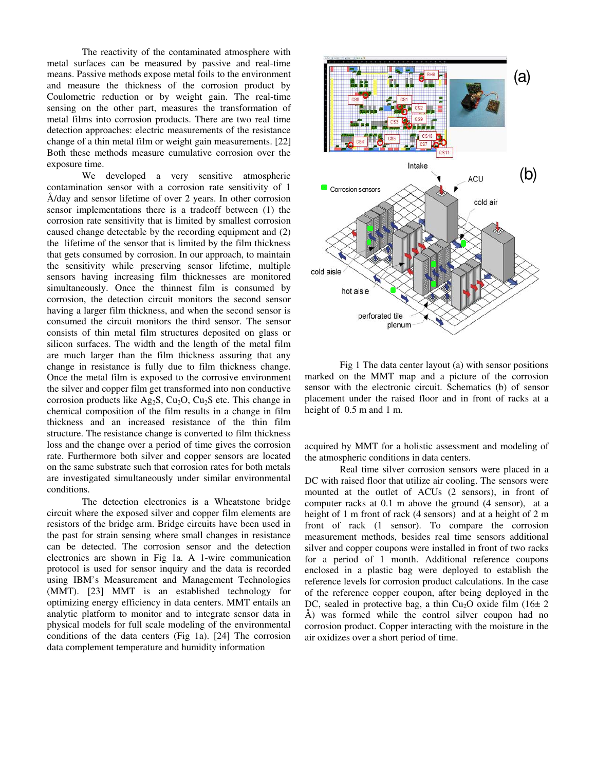The reactivity of the contaminated atmosphere with metal surfaces can be measured by passive and real-time means. Passive methods expose metal foils to the environment and measure the thickness of the corrosion product by Coulometric reduction or by weight gain. The real-time sensing on the other part, measures the transformation of metal films into corrosion products. There are two real time detection approaches: electric measurements of the resistance change of a thin metal film or weight gain measurements. [22] Both these methods measure cumulative corrosion over the exposure time.

We developed a very sensitive atmospheric contamination sensor with a corrosion rate sensitivity of 1 Å/day and sensor lifetime of over 2 years. In other corrosion sensor implementations there is a tradeoff between (1) the corrosion rate sensitivity that is limited by smallest corrosion caused change detectable by the recording equipment and (2) the lifetime of the sensor that is limited by the film thickness that gets consumed by corrosion. In our approach, to maintain the sensitivity while preserving sensor lifetime, multiple sensors having increasing film thicknesses are monitored simultaneously. Once the thinnest film is consumed by corrosion, the detection circuit monitors the second sensor having a larger film thickness, and when the second sensor is consumed the circuit monitors the third sensor. The sensor consists of thin metal film structures deposited on glass or silicon surfaces. The width and the length of the metal film are much larger than the film thickness assuring that any change in resistance is fully due to film thickness change. Once the metal film is exposed to the corrosive environment the silver and copper film get transformed into non conductive corrosion products like $Ag_2S$, $Cu_2O$, $Cu_2S$ etc. This change in chemical composition of the film results in a change in film thickness and an increased resistance of the thin film structure. The resistance change is converted to film thickness loss and the change over a period of time gives the corrosion rate. Furthermore both silver and copper sensors are located on the same substrate such that corrosion rates for both metals are investigated simultaneously under similar environmental conditions.

The detection electronics is a Wheatstone bridge circuit where the exposed silver and copper film elements are resistors of the bridge arm. Bridge circuits have been used in the past for strain sensing where small changes in resistance can be detected. The corrosion sensor and the detection electronics are shown in Fig 1a. A 1-wire communication protocol is used for sensor inquiry and the data is recorded using IBM's Measurement and Management Technologies (MMT). [23] MMT is an established technology for optimizing energy efficiency in data centers. MMT entails an analytic platform to monitor and to integrate sensor data in physical models for full scale modeling of the environmental conditions of the data centers (Fig 1a). [24] The corrosion data complement temperature and humidity information acquired by MMT for a holistic assessment and modeling of the atmospheric conditions in data centers.

Fig 1 The data center layout (a) with sensor positions marked on the MMT map and a picture of the corrosion sensor with the electronic circuit. Schematics (b) of sensor placement under the raised floor and in front of racks at a height of 0.5 m and 1 m.

Real time silver corrosion sensors were placed in a DC with raised floor that utilize air cooling. The sensors were mounted at the outlet of ACUs (2 sensors), in front of computer racks at 0.1 m above the ground (4 sensor), at a height of 1 m front of rack (4 sensors) and at a height of 2 m front of rack (1 sensor). To compare the corrosion measurement methods, besides real time sensors additional silver and copper coupons were installed in front of two racks for a period of 1 month. Additional reference coupons enclosed in a plastic bag were deployed to establish the reference levels for corrosion product calculations. In the case of the reference copper coupon, after being deployed in the DC, sealed in protective bag, a thin $Cu_2O$ oxide film (16± 2 Å) was formed while the control silver coupon had no corrosion product. Copper interacting with the moisture in the air oxidizes over a short period of time.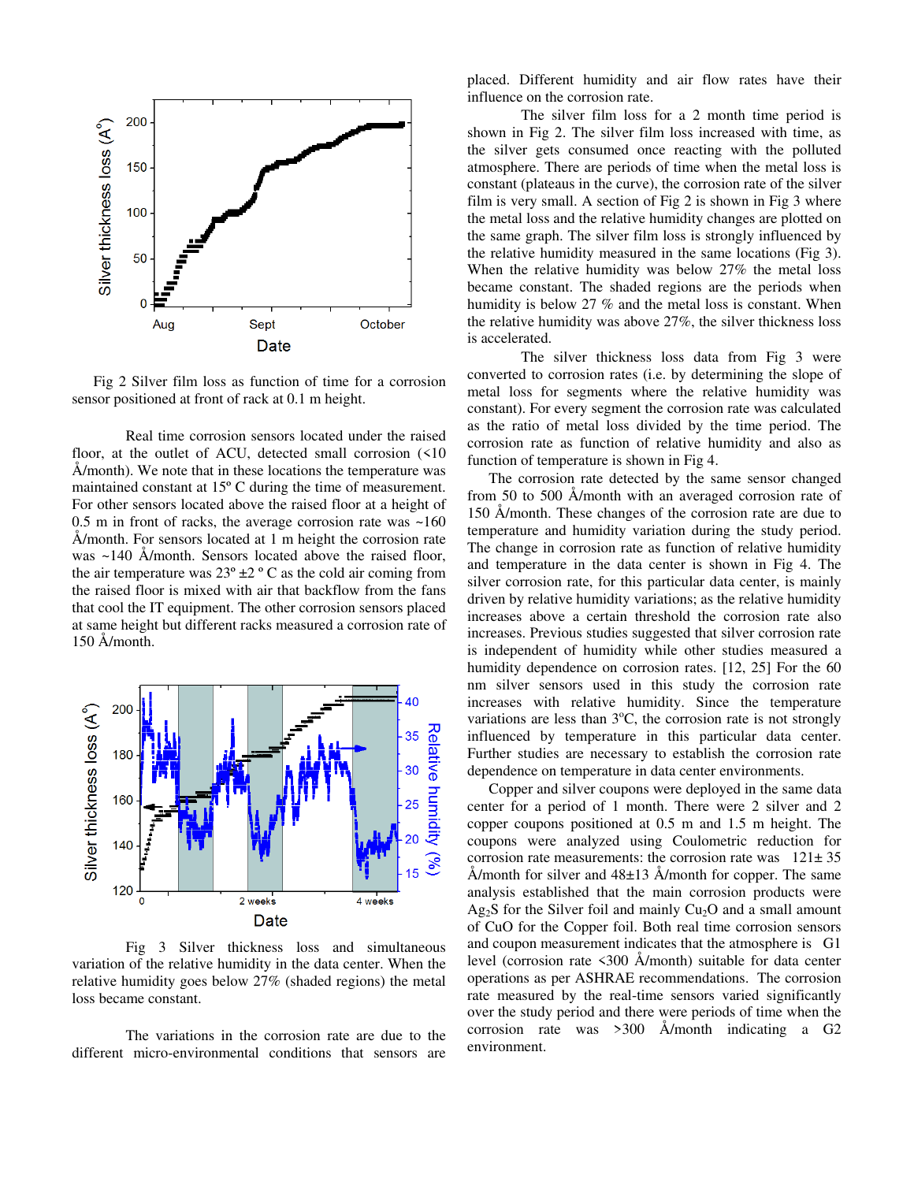Fig 2 Silver film loss as function of time for a corrosion sensor positioned at front of rack at 0.1 m height.

Real time corrosion sensors located under the raised floor, at the outlet of ACU, detected small corrosion (<10 Å/month). We note that in these locations the temperature was maintained constant at 15º C during the time of measurement. For other sensors located above the raised floor at a height of 0.5 m in front of racks, the average corrosion rate was ~160 Å/month. For sensors located at 1 m height the corrosion rate was ~140 Å/month. Sensors located above the raised floor, the air temperature was 23º ±2 º C as the cold air coming from the raised floor is mixed with air that backflow from the fans that cool the IT equipment. The other corrosion sensors placed at same height but different racks measured a corrosion rate of 150 Å/month.

Fig 3 Silver thickness loss and simultaneous variation of the relative humidity in the data center. When the relative humidity goes below 27% (shaded regions) the metal loss became constant.

The variations in the corrosion rate are due to the different micro-environmental conditions that sensors are placed. Different humidity and air flow rates have their influence on the corrosion rate.

The silver film loss for a 2 month time period is shown in Fig 2. The silver film loss increased with time, as the silver gets consumed once reacting with the polluted atmosphere. There are periods of time when the metal loss is constant (plateaus in the curve), the corrosion rate of the silver film is very small. A section of Fig 2 is shown in Fig 3 where the metal loss and the relative humidity changes are plotted on the same graph. The silver film loss is strongly influenced by the relative humidity measured in the same locations (Fig 3). When the relative humidity was below 27% the metal loss became constant. The shaded regions are the periods when humidity is below 27 % and the metal loss is constant. When the relative humidity was above 27%, the silver thickness loss is accelerated.

The silver thickness loss data from Fig 3 were converted to corrosion rates (i.e. by determining the slope of metal loss for segments where the relative humidity was constant). For every segment the corrosion rate was calculated as the ratio of metal loss divided by the time period. The corrosion rate as function of relative humidity and also as function of temperature is shown in Fig 4.

The corrosion rate detected by the same sensor changed from 50 to 500 Å/month with an averaged corrosion rate of 150 Å/month. These changes of the corrosion rate are due to temperature and humidity variation during the study period. The change in corrosion rate as function of relative humidity and temperature in the data center is shown in Fig 4. The silver corrosion rate, for this particular data center, is mainly driven by relative humidity variations; as the relative humidity increases above a certain threshold the corrosion rate also increases. Previous studies suggested that silver corrosion rate is independent of humidity while other studies measured a humidity dependence on corrosion rates. [12, 25] For the 60 nm silver sensors used in this study the corrosion rate increases with relative humidity. Since the temperature variations are less than 3ºC, the corrosion rate is not strongly influenced by temperature in this particular data center. Further studies are necessary to establish the corrosion rate dependence on temperature in data center environments.

Copper and silver coupons were deployed in the same data center for a period of 1 month. There were 2 silver and 2 copper coupons positioned at 0.5 m and 1.5 m height. The coupons were analyzed using Coulometric reduction for corrosion rate measurements: the corrosion rate was 121± 35 Å/month for silver and 48±13 Å/month for copper. The same analysis established that the main corrosion products were $Ag_2S$ for the Silver foil and mainly $Cu_2O$ and a small amount of CuO for the Copper foil. Both real time corrosion sensors and coupon measurement indicates that the atmosphere is G1 level (corrosion rate <300 Å/month) suitable for data center operations as per ASHRAE recommendations. The corrosion rate measured by the real-time sensors varied significantly over the study period and there were periods of time when the corrosion rate was >300 Å/month indicating a G2 environment.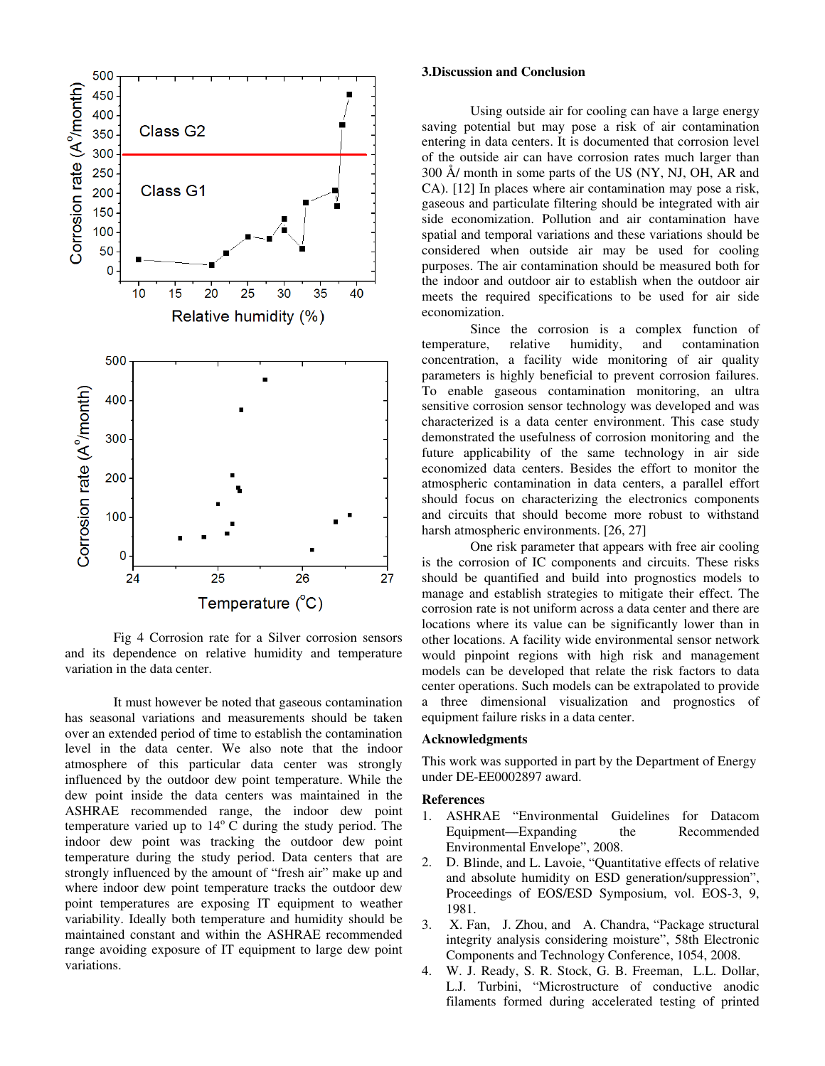Fig 4 Corrosion rate for a Silver corrosion sensors and its dependence on relative humidity and temperature variation in the data center.

It must however be noted that gaseous contamination has seasonal variations and measurements should be taken over an extended period of time to establish the contamination level in the data center. We also note that the indoor atmosphere of this particular data center was strongly influenced by the outdoor dew point temperature. While the dew point inside the data centers was maintained in the ASHRAE recommended range, the indoor dew point temperature varied up to 14$^o$ C during the study period. The indoor dew point was tracking the outdoor dew point temperature during the study period. Data centers that are strongly influenced by the amount of "fresh air" make up and where indoor dew point temperature tracks the outdoor dew point temperatures are exposing IT equipment to weather variability. Ideally both temperature and humidity should be maintained constant and within the ASHRAE recommended range avoiding exposure of IT equipment to large dew point variations.

## 3.Discussion and Conclusion

Using outside air for cooling can have a large energy saving potential but may pose a risk of air contamination entering in data centers. It is documented that corrosion level of the outside air can have corrosion rates much larger than 300 Å/ month in some parts of the US (NY, NJ, OH, AR and CA). [12] In places where air contamination may pose a risk, gaseous and particulate filtering should be integrated with air side economization. Pollution and air contamination have spatial and temporal variations and these variations should be considered when outside air may be used for cooling purposes. The air contamination should be measured both for the indoor and outdoor air to establish when the outdoor air meets the required specifications to be used for air side economization.

Since the corrosion is a complex function of temperature, relative humidity, and contamination concentration, a facility wide monitoring of air quality parameters is highly beneficial to prevent corrosion failures. To enable gaseous contamination monitoring, an ultra sensitive corrosion sensor technology was developed and was characterized is a data center environment. This case study demonstrated the usefulness of corrosion monitoring and the future applicability of the same technology in air side economized data centers. Besides the effort to monitor the atmospheric contamination in data centers, a parallel effort should focus on characterizing the electronics components and circuits that should become more robust to withstand harsh atmospheric environments. [26, 27]

One risk parameter that appears with free air cooling is the corrosion of IC components and circuits. These risks should be quantified and build into prognostics models to manage and establish strategies to mitigate their effect. The corrosion rate is not uniform across a data center and there are locations where its value can be significantly lower than in other locations. A facility wide environmental sensor network would pinpoint regions with high risk and management models can be developed that relate the risk factors to data center operations. Such models can be extrapolated to provide a three dimensional visualization and prognostics of equipment failure risks in a data center.

## Acknowledgments

This work was supported in part by the Department of Energy under DE-EE0002897 award.

## References

1. ASHRAE "Environmental Guidelines for Datacom Equipment—Expanding the Recommended Environmental Envelope", 2008.
2. D. Blinde, and L. Lavoie, "Quantitative effects of relative and absolute humidity on ESD generation/suppression", Proceedings of EOS/ESD Symposium, vol. EOS-3, 9, 1981.
3. X. Fan, J. Zhou, and A. Chandra, "Package structural integrity analysis considering moisture", 58th Electronic Components and Technology Conference, 1054, 2008.
4. W. J. Ready, S. R. Stock, G. B. Freeman, L.L. Dollar, L.J. Turbini, "Microstructure of conductive anodic filaments formed during accelerated testing of printed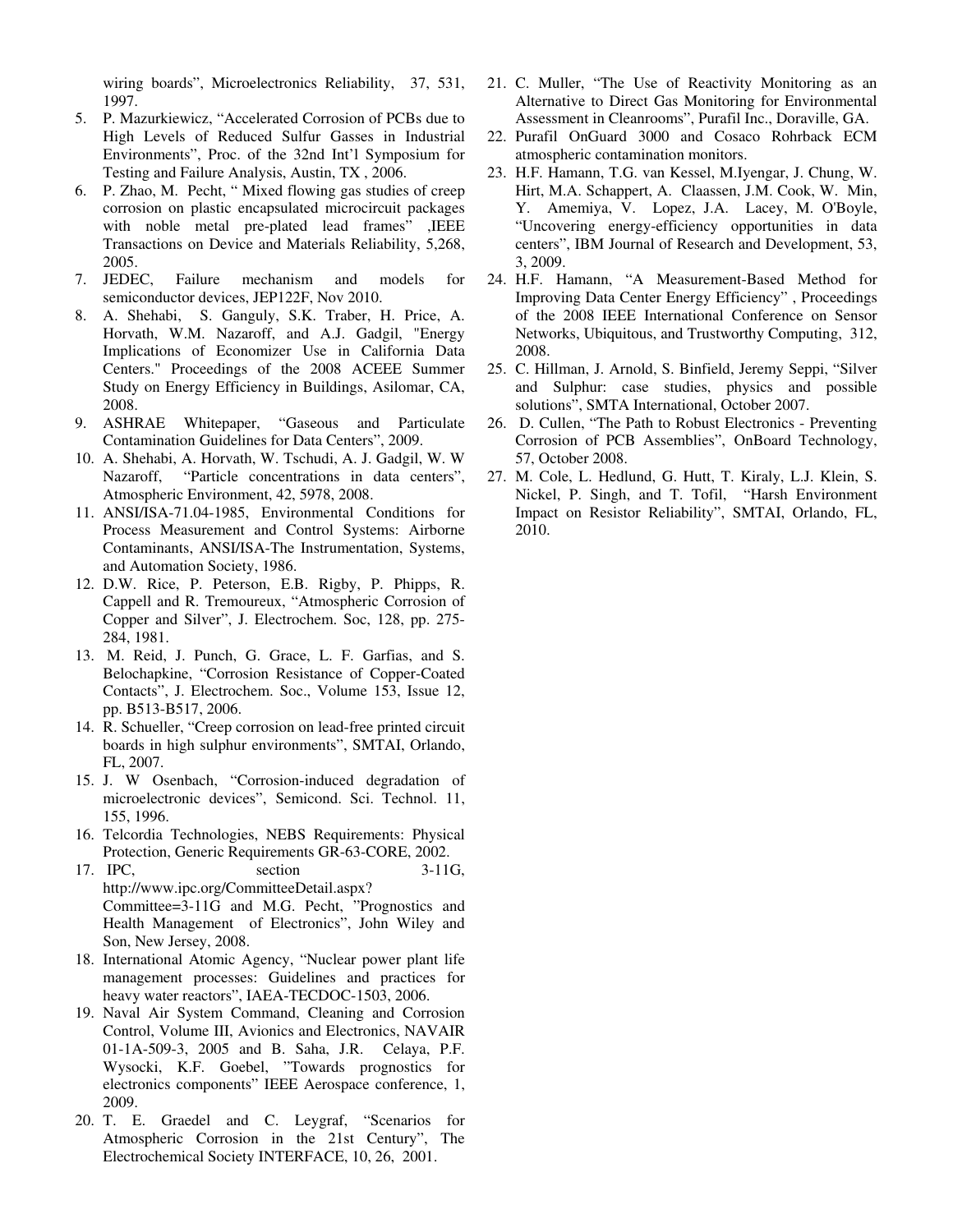wiring boards", Microelectronics Reliability, 37, 531, 1997.

5. P. Mazurkiewicz, "Accelerated Corrosion of PCBs due to High Levels of Reduced Sulfur Gasses in Industrial Environments", Proc. of the 32nd Int'l Symposium for Testing and Failure Analysis, Austin, TX , 2006.
6. P. Zhao, M. Pecht, " Mixed flowing gas studies of creep corrosion on plastic encapsulated microcircuit packages with noble metal pre-plated lead frames" ,IEEE Transactions on Device and Materials Reliability, 5,268, 2005.
7. JEDEC, Failure mechanism and models for semiconductor devices, JEP122F, Nov 2010.
8. A. Shehabi, S. Ganguly, S.K. Traber, H. Price, A. Horvath, W.M. Nazaroff, and A.J. Gadgil, "Energy Implications of Economizer Use in California Data Centers." Proceedings of the 2008 ACEEE Summer Study on Energy Efficiency in Buildings, Asilomar, CA, 2008.
9. ASHRAE Whitepaper, "Gaseous and Particulate Contamination Guidelines for Data Centers", 2009.
10. A. Shehabi, A. Horvath, W. Tschudi, A. J. Gadgil, W. W Nazaroff, "Particle concentrations in data centers", Atmospheric Environment, 42, 5978, 2008.
11. ANSI/ISA-71.04-1985, Environmental Conditions for Process Measurement and Control Systems: Airborne Contaminants, ANSI/ISA-The Instrumentation, Systems, and Automation Society, 1986.
12. D.W. Rice, P. Peterson, E.B. Rigby, P. Phipps, R. Cappell and R. Tremoureux, "Atmospheric Corrosion of Copper and Silver", J. Electrochem. Soc, 128, pp. 275-284, 1981.
13. M. Reid, J. Punch, G. Grace, L. F. Garfias, and S. Belochapkine, "Corrosion Resistance of Copper-Coated Contacts", J. Electrochem. Soc., Volume 153, Issue 12, pp. B513-B517, 2006.
14. R. Schueller, "Creep corrosion on lead-free printed circuit boards in high sulphur environments", SMTAI, Orlando, FL, 2007.
15. J. W Osenbach, "Corrosion-induced degradation of microelectronic devices", Semicond. Sci. Technol. 11, 155, 1996.
16. Telcordia Technologies, NEBS Requirements: Physical Protection, Generic Requirements GR-63-CORE, 2002.
17. IPC, section 3-11G, http://www.ipc.org/CommitteeDetail.aspx?Committee=3-11G and M.G. Pecht, "Prognostics and Health Management of Electronics", John Wiley and Son, New Jersey, 2008.
18. International Atomic Agency, "Nuclear power plant life management processes: Guidelines and practices for heavy water reactors", IAEA-TECDOC-1503, 2006.
19. Naval Air System Command, Cleaning and Corrosion Control, Volume III, Avionics and Electronics, NAVAIR 01-1A-509-3, 2005 and B. Saha, J.R. Celaya, P.F. Wysocki, K.F. Goebel, "Towards prognostics for electronics components" IEEE Aerospace conference, 1, 2009.
20. T. E. Graedel and C. Leygraf, "Scenarios for Atmospheric Corrosion in the 21st Century", The Electrochemical Society INTERFACE, 10, 26, 2001.
21. C. Muller, "The Use of Reactivity Monitoring as an Alternative to Direct Gas Monitoring for Environmental Assessment in Cleanrooms", Purafil Inc., Doraville, GA.
22. Purafil OnGuard 3000 and Cosaco Rohrback ECM atmospheric contamination monitors.
23. H.F. Hamann, T.G. van Kessel, M.Iyengar, J. Chung, W. Hirt, M.A. Schappert, A. Claassen, J.M. Cook, W. Min, Y. Amemiya, V. Lopez, J.A. Lacey, M. O'Boyle, "Uncovering energy-efficiency opportunities in data centers", IBM Journal of Research and Development, 53, 3, 2009.
24. H.F. Hamann, "A Measurement-Based Method for Improving Data Center Energy Efficiency" , Proceedings of the 2008 IEEE International Conference on Sensor Networks, Ubiquitous, and Trustworthy Computing, 312, 2008.
25. C. Hillman, J. Arnold, S. Binfield, Jeremy Seppi, "Silver and Sulphur: case studies, physics and possible solutions", SMTA International, October 2007.
26. D. Cullen, "The Path to Robust Electronics - Preventing Corrosion of PCB Assemblies", OnBoard Technology, 57, October 2008.
27. M. Cole, L. Hedlund, G. Hutt, T. Kiraly, L.J. Klein, S. Nickel, P. Singh, and T. Tofil, "Harsh Environment Impact on Resistor Reliability", SMTAI, Orlando, FL, 2010.